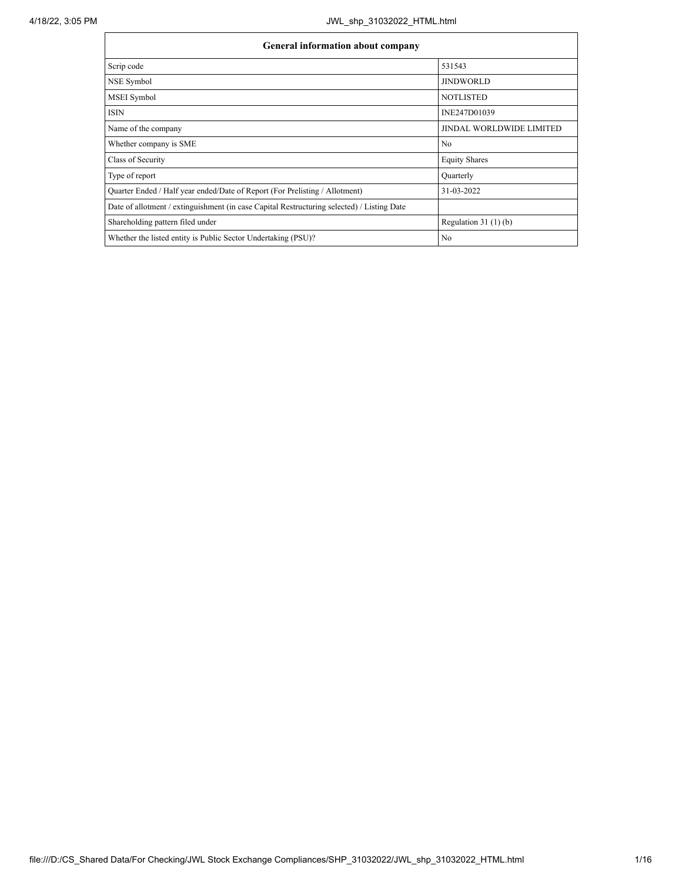| General information about company | |
|---|---|
| Scrip code | 531543 |
| NSE Symbol | JINDWORLD |
| MSEI Symbol | NOTLISTED |
| ISIN | INE247D01039 |
| Name of the company | JINDAL WORLDWIDE LIMITED |
| Whether company is SME | No |
| Class of Security | Equity Shares |
| Type of report | Quarterly |
| Quarter Ended / Half year ended/Date of Report (For Prelisting / Allotment) | 31-03-2022 |
| Date of allotment / extinguishment (in case Capital Restructuring selected) / Listing Date | |
| Shareholding pattern filed under | Regulation 31 (1) (b) |
| Whether the listed entity is Public Sector Undertaking (PSU)? | No |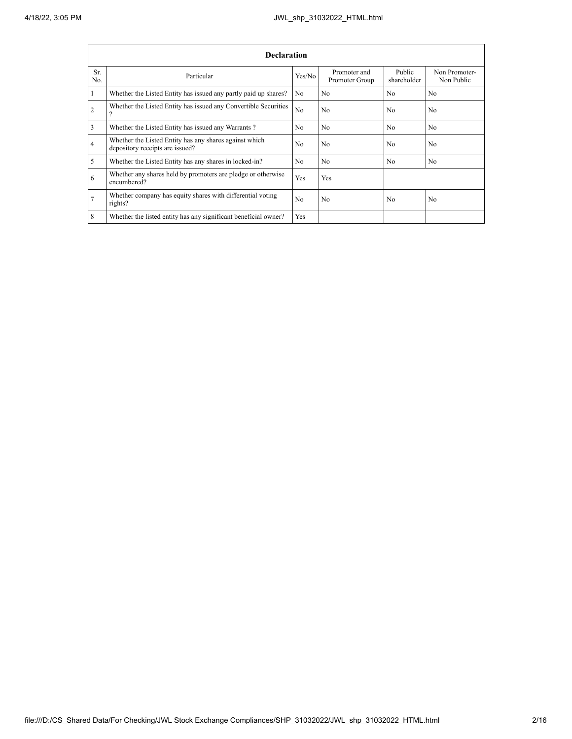| Declaration | | | | | |
|---|---|---|---|---|---|
| Sr. No. | Particular | Yes/No | Promoter and Promoter Group | Public shareholder | Non Promoter- Non Public |
| 1 | Whether the Listed Entity has issued any partly paid up shares? | No | No | No | No |
| 2 | Whether the Listed Entity has issued any Convertible Securities ? | No | No | No | No |
| 3 | Whether the Listed Entity has issued any Warrants ? | No | No | No | No |
| 4 | Whether the Listed Entity has any shares against which depository receipts are issued? | No | No | No | No |
| 5 | Whether the Listed Entity has any shares in locked-in? | No | No | No | No |
| 6 | Whether any shares held by promoters are pledge or otherwise encumbered? | Yes | Yes | | |
| 7 | Whether company has equity shares with differential voting rights? | No | No | No | No |
| 8 | Whether the listed entity has any significant beneficial owner? | Yes | | | |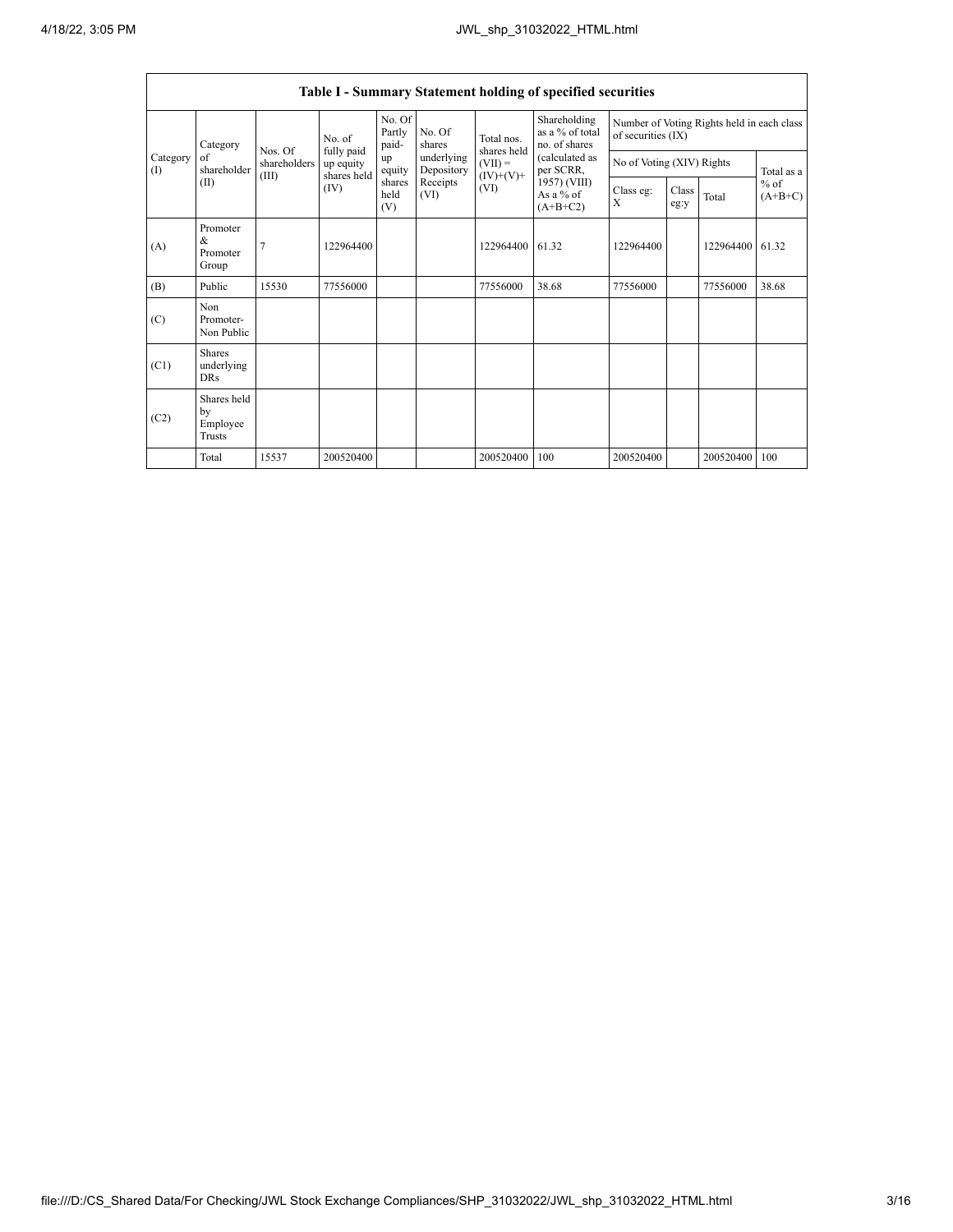| Table I - Summary Statement holding of specified securities | | | | | | | | | | | | |
|---|---|---|---|---|---|---|---|---|---|---|---|---|
| Category (I) | Category of shareholder (II) | Nos. Of shareholders (III) | No. of fully paid up equity shares held (IV) | No. Of Partly paid-up equity shares held (V) | No. Of shares underlying Depository Receipts (VI) | Total nos. shares held (VII) = (IV)+(V)+ (VI) | Shareholding as a % of total no. of shares (calculated as per SCRR, 1957) (VIII) As a % of (A+B+C2) | Number of Voting Rights held in each class of securities (IX) | | | |
| | | | | | | | | No of Voting (XIV) Rights | | | Total as a % of (A+B+C) |
| | | | | | | | | Class eg: X | Class eg:y | Total | |
| (A) | Promoter & Promoter Group | 7 | 122964400 | | | 122964400 | 61.32 | 122964400 | | 122964400 | 61.32 |
| (B) | Public | 15530 | 77556000 | | | 77556000 | 38.68 | 77556000 | | 77556000 | 38.68 |
| (C) | Non Promoter- Non Public | | | | | | | | | | |
| (C1) | Shares underlying DRs | | | | | | | | | | |
| (C2) | Shares held by Employee Trusts | | | | | | | | | | |
| | Total | 15537 | 200520400 | | | 200520400 | 100 | 200520400 | | 200520400 | 100 |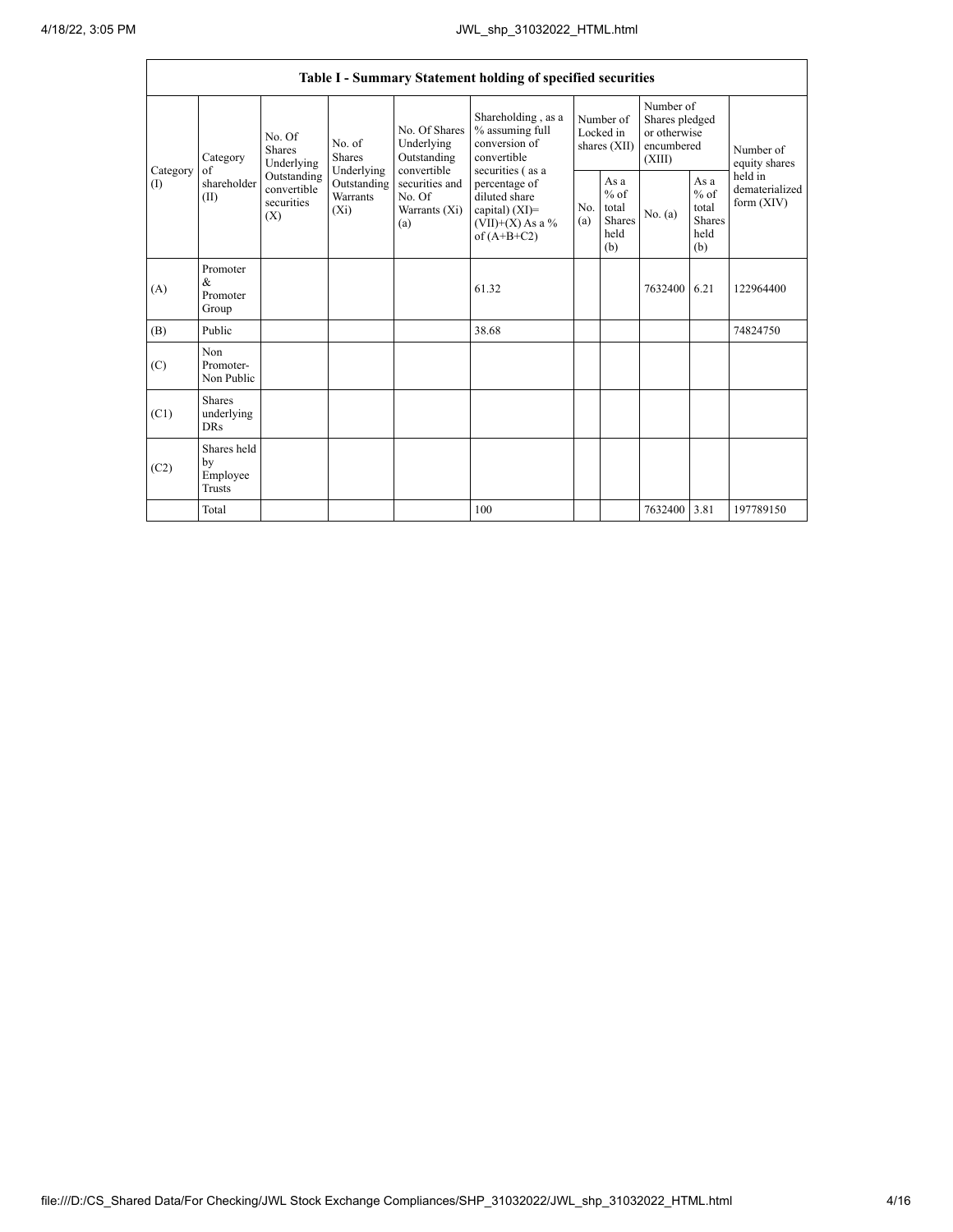| Table I - Summary Statement holding of specified securities | | | | | | | | | | | |
|---|---|---|---|---|---|---|---|---|---|---|---|
| Category (I) | Category of shareholder (II) | No. Of Shares Underlying Outstanding convertible securities (X) | No. of Shares Underlying Outstanding Warrants (Xi) | No. Of Shares Underlying Outstanding convertible securities and No. Of Warrants (Xi) (a) | Shareholding , as a % assuming full conversion of convertible securities ( as a percentage of diluted share capital) (XI)= (VII)+(X) As a % of (A+B+C2) | Number of Locked in shares (XII) | | Number of Shares pledged or otherwise encumbered (XIII) | | Number of equity shares held in dematerialized form (XIV) |
| | | | | | | No. (a) | As a % of total Shares held (b) | No. (a) | As a % of total Shares held (b) | |
| (A) | Promoter & Promoter Group | | | | 61.32 | | | 7632400 | 6.21 | 122964400 |
| (B) | Public | | | | 38.68 | | | | | 74824750 |
| (C) | Non Promoter- Non Public | | | | | | | | | |
| (C1) | Shares underlying DRs | | | | | | | | | |
| (C2) | Shares held by Employee Trusts | | | | | | | | | |
| | Total | | | | 100 | | | 7632400 | 3.81 | 197789150 |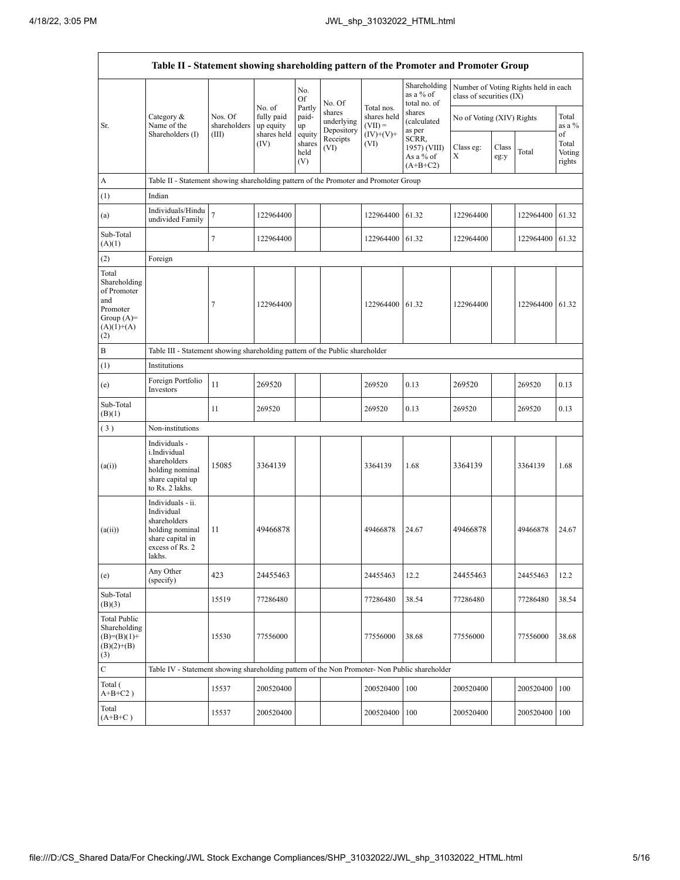| Table II - Statement showing shareholding pattern of the Promoter and Promoter Group | | | | | | | | | | | | |
|---|---|---|---|---|---|---|---|---|---|---|---|---|
| Sr. | Category & Name of the Shareholders (I) | Nos. Of shareholders (III) | No. of fully paid up equity shares held (IV) | No. Of Partly paid-up equity shares held (V) | No. Of shares underlying Depository Receipts (VI) | Total nos. shares held (VII) = (IV)+(V)+ (VI) | Shareholding as a % of total no. of shares (calculated as per SCRR, 1957) (VIII) As a % of (A+B+C2) | Number of Voting Rights held in each class of securities (IX) | | | |
| | | | | | | | | No of Voting (XIV) Rights | | | Total as a % of Total Voting rights |
| | | | | | | | | Class eg: X | Class eg:y | Total | |
| A | Table II - Statement showing shareholding pattern of the Promoter and Promoter Group | | | | | | | | | | |
| (1) | Indian | | | | | | | | | | |
| (a) | Individuals/Hindu undivided Family | 7 | 122964400 | | | 122964400 | 61.32 | 122964400 | | 122964400 | 61.32 |
| Sub-Total (A)(1) | | 7 | 122964400 | | | 122964400 | 61.32 | 122964400 | | 122964400 | 61.32 |
| (2) | Foreign | | | | | | | | | | |
| Total Shareholding of Promoter and Promoter Group (A)=(A)(1)+(A)(2) | | 7 | 122964400 | | | 122964400 | 61.32 | 122964400 | | 122964400 | 61.32 |
| B | Table III - Statement showing shareholding pattern of the Public shareholder | | | | | | | | | | |
| (1) | Institutions | | | | | | | | | | |
| (e) | Foreign Portfolio Investors | 11 | 269520 | | | 269520 | 0.13 | 269520 | | 269520 | 0.13 |
| Sub-Total (B)(1) | | 11 | 269520 | | | 269520 | 0.13 | 269520 | | 269520 | 0.13 |
| (3) | Non-institutions | | | | | | | | | | |
| (a(i)) | Individuals - i.Individual shareholders holding nominal share capital up to Rs. 2 lakhs. | 15085 | 3364139 | | | 3364139 | 1.68 | 3364139 | | 3364139 | 1.68 |
| (a(ii)) | Individuals - ii. Individual shareholders holding nominal share capital in excess of Rs. 2 lakhs. | 11 | 49466878 | | | 49466878 | 24.67 | 49466878 | | 49466878 | 24.67 |
| (e) | Any Other (specify) | 423 | 24455463 | | | 24455463 | 12.2 | 24455463 | | 24455463 | 12.2 |
| Sub-Total (B)(3) | | 15519 | 77286480 | | | 77286480 | 38.54 | 77286480 | | 77286480 | 38.54 |
| Total Public Shareholding (B)=(B)(1)+(B)(2)+(B)(3) | | 15530 | 77556000 | | | 77556000 | 38.68 | 77556000 | | 77556000 | 38.68 |
| C | Table IV - Statement showing shareholding pattern of the Non Promoter- Non Public shareholder | | | | | | | | | | |
| Total ( A+B+C2 ) | | 15537 | 200520400 | | | 200520400 | 100 | 200520400 | | 200520400 | 100 |
| Total (A+B+C ) | | 15537 | 200520400 | | | 200520400 | 100 | 200520400 | | 200520400 | 100 |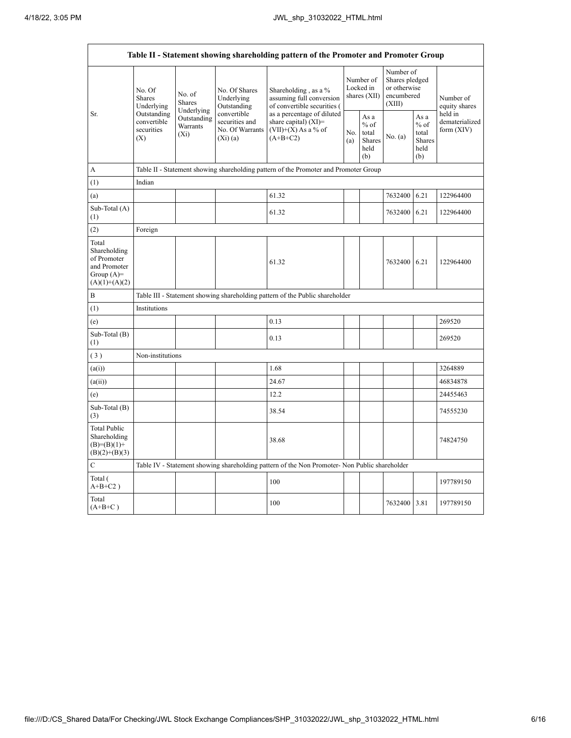| Table II - Statement showing shareholding pattern of the Promoter and Promoter Group | | | | | | | | | |
|---|---|---|---|---|---|---|---|---|---|
| Sr. | No. Of Shares Underlying Outstanding convertible securities (X) | No. of Shares Underlying Outstanding Warrants (Xi) | No. Of Shares Underlying Outstanding convertible securities and No. Of Warrants (Xi) (a) | Shareholding , as a % assuming full conversion of convertible securities ( as a percentage of diluted share capital) (XI)= (VII)+(X) As a % of (A+B+C2) | Number of Locked in shares (XII) | | Number of Shares pledged or otherwise encumbered (XIII) | | Number of equity shares held in dematerialized form (XIV) |
| | | | | | No. (a) | As a % of total Shares held (b) | No. (a) | As a % of total Shares held (b) | |
| A | Table II - Statement showing shareholding pattern of the Promoter and Promoter Group | | | | | | | | |
| (1) | Indian | | | | | | | | |
| (a) | | | | 61.32 | | | 7632400 | 6.21 | 122964400 |
| Sub-Total (A) (1) | | | | 61.32 | | | 7632400 | 6.21 | 122964400 |
| (2) | Foreign | | | | | | | | |
| Total Shareholding of Promoter and Promoter Group (A)= (A)(1)+(A)(2) | | | | 61.32 | | | 7632400 | 6.21 | 122964400 |
| B | Table III - Statement showing shareholding pattern of the Public shareholder | | | | | | | | |
| (1) | Institutions | | | | | | | | |
| (e) | | | | 0.13 | | | | | 269520 |
| Sub-Total (B) (1) | | | | 0.13 | | | | | 269520 |
| ( 3 ) | Non-institutions | | | | | | | | |
| (a(i)) | | | | 1.68 | | | | | 3264889 |
| (a(ii)) | | | | 24.67 | | | | | 46834878 |
| (e) | | | | 12.2 | | | | | 24455463 |
| Sub-Total (B) (3) | | | | 38.54 | | | | | 74555230 |
| Total Public Shareholding (B)=(B)(1)+ (B)(2)+(B)(3) | | | | 38.68 | | | | | 74824750 |
| C | Table IV - Statement showing shareholding pattern of the Non Promoter- Non Public shareholder | | | | | | | | |
| Total ( A+B+C2 ) | | | | 100 | | | | | 197789150 |
| Total (A+B+C ) | | | | 100 | | | 7632400 | 3.81 | 197789150 |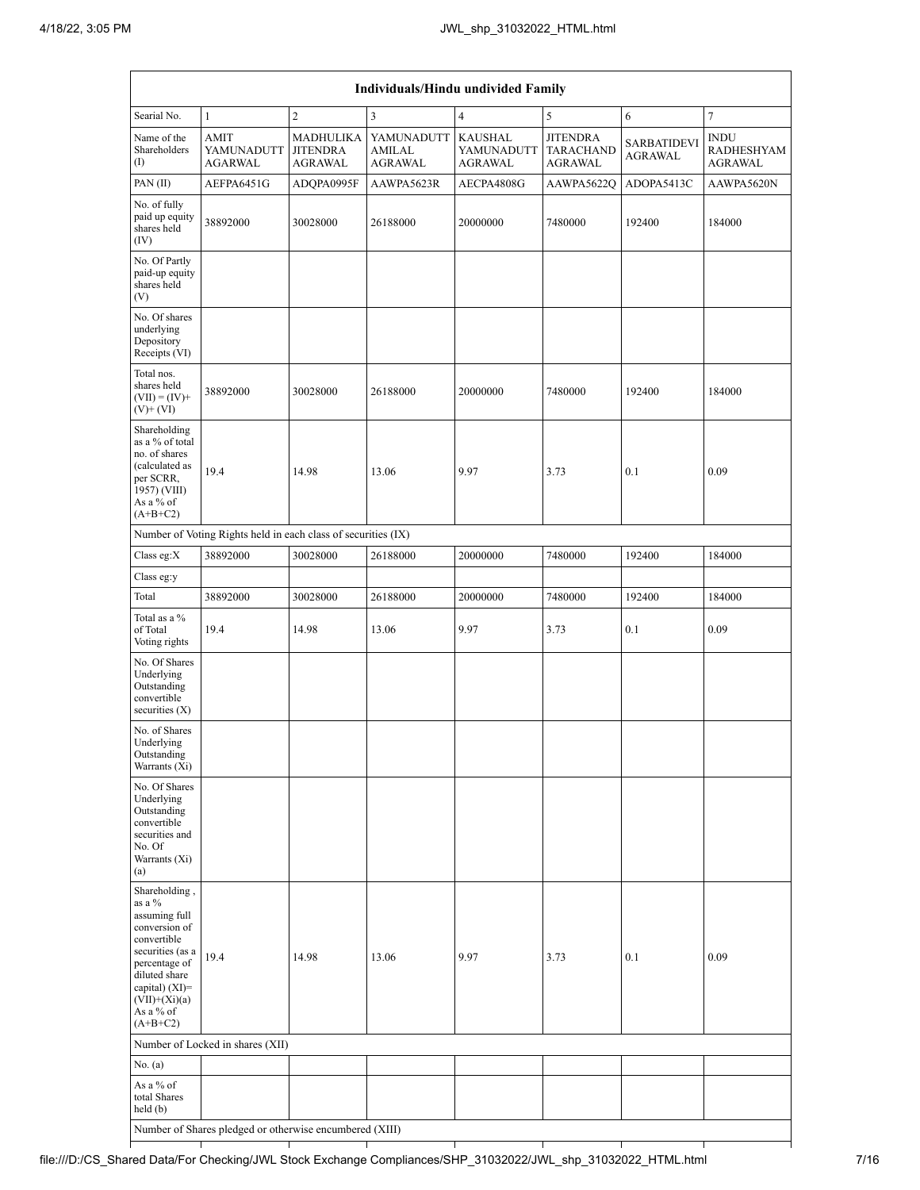| Individuals/Hindu undivided Family | | | | | | | |
|---|---|---|---|---|---|---|---|
| Searial No. | 1 | 2 | 3 | 4 | 5 | 6 | 7 |
| Name of the Shareholders (I) | AMIT YAMUNADUTT AGARWAL | MADHULIKA JITENDRA AGRAWAL | YAMUNADUTT AMILAL AGRAWAL | KAUSHAL YAMUNADUTT AGRAWAL | JITENDRA TARACHAND AGRAWAL | SARBATIDEVI AGRAWAL | INDU RADHESHYAM AGRAWAL |
| PAN (II) | AEFPA6451G | ADQPA0995F | AAWPA5623R | AECPA4808G | AAWPA5622Q | ADOPA5413C | AAWPA5620N |
| No. of fully paid up equity shares held (IV) | 38892000 | 30028000 | 26188000 | 20000000 | 7480000 | 192400 | 184000 |
| No. Of Partly paid-up equity shares held (V) | | | | | | | |
| No. Of shares underlying Depository Receipts (VI) | | | | | | | |
| Total nos. shares held (VII) = (IV)+ (V)+ (VI) | 38892000 | 30028000 | 26188000 | 20000000 | 7480000 | 192400 | 184000 |
| Shareholding as a % of total no. of shares (calculated as per SCRR, 1957) (VIII) As a % of (A+B+C2) | 19.4 | 14.98 | 13.06 | 9.97 | 3.73 | 0.1 | 0.09 |
| Number of Voting Rights held in each class of securities (IX) | | | | | | | |
| Class eg:X | 38892000 | 30028000 | 26188000 | 20000000 | 7480000 | 192400 | 184000 |
| Class eg:y | | | | | | | |
| Total | 38892000 | 30028000 | 26188000 | 20000000 | 7480000 | 192400 | 184000 |
| Total as a % of Total Voting rights | 19.4 | 14.98 | 13.06 | 9.97 | 3.73 | 0.1 | 0.09 |
| No. Of Shares Underlying Outstanding convertible securities (X) | | | | | | | |
| No. of Shares Underlying Outstanding Warrants (Xi) | | | | | | | |
| No. Of Shares Underlying Outstanding convertible securities and No. Of Warrants (Xi) (a) | | | | | | | |
| Shareholding , as a % assuming full conversion of convertible securities (as a percentage of diluted share capital) (XI)= (VII)+(Xi)(a) As a % of (A+B+C2) | 19.4 | 14.98 | 13.06 | 9.97 | 3.73 | 0.1 | 0.09 |
| Number of Locked in shares (XII) | | | | | | | |
| No. (a) | | | | | | | |
| As a % of total Shares held (b) | | | | | | | |
| Number of Shares pledged or otherwise encumbered (XIII) | | | | | | | |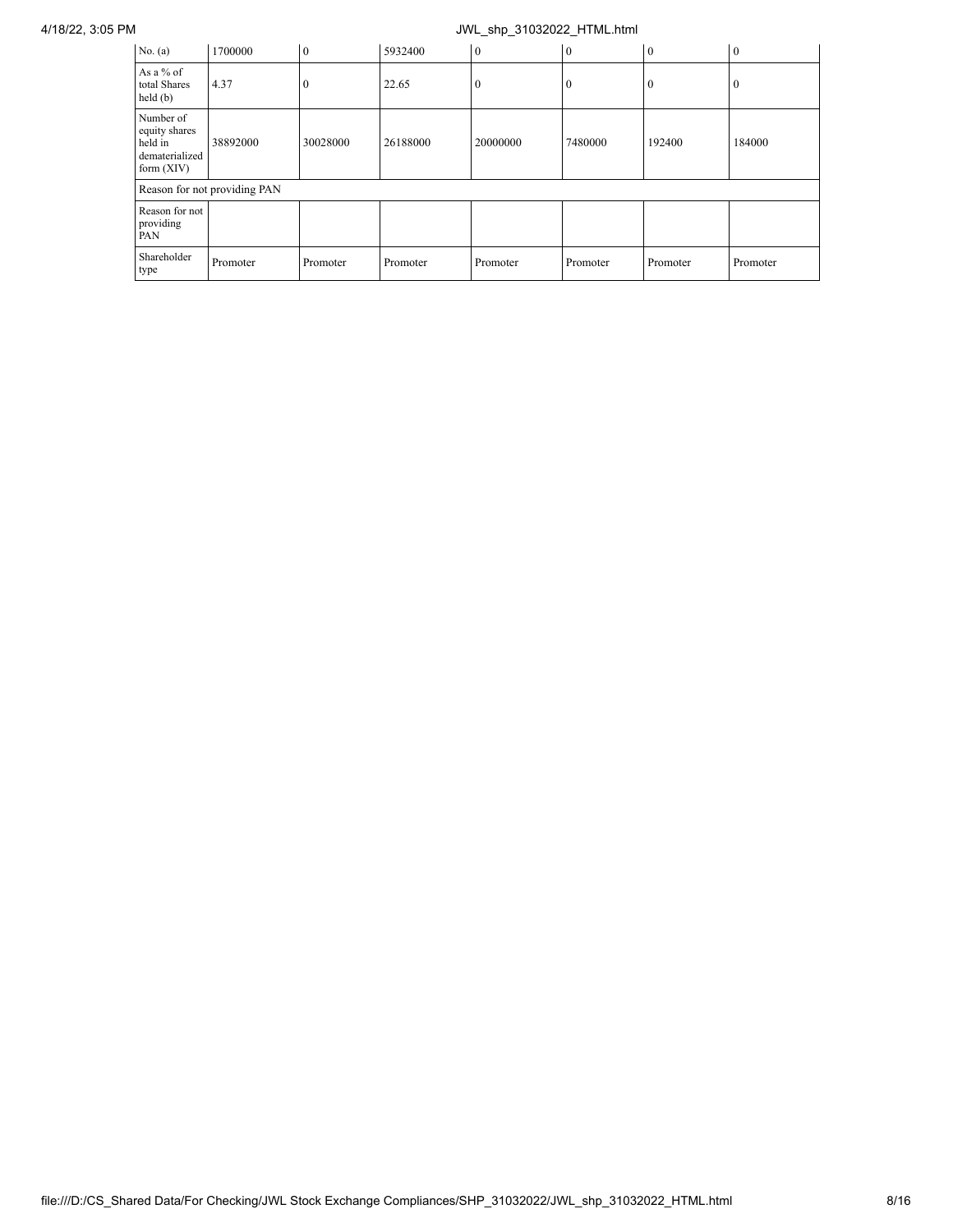| | | | | | | | |
|---|---|---|---|---|---|---|---|
| No. (a) | 1700000 | 0 | 5932400 | 0 | 0 | 0 | 0 |
| As a % of total Shares held (b) | 4.37 | 0 | 22.65 | 0 | 0 | 0 | 0 |
| Number of equity shares held in dematerialized form (XIV) | 38892000 | 30028000 | 26188000 | 20000000 | 7480000 | 192400 | 184000 |
| Reason for not providing PAN | | | | | | | |
| Reason for not providing PAN | | | | | | | |
| Shareholder type | Promoter | Promoter | Promoter | Promoter | Promoter | Promoter | Promoter |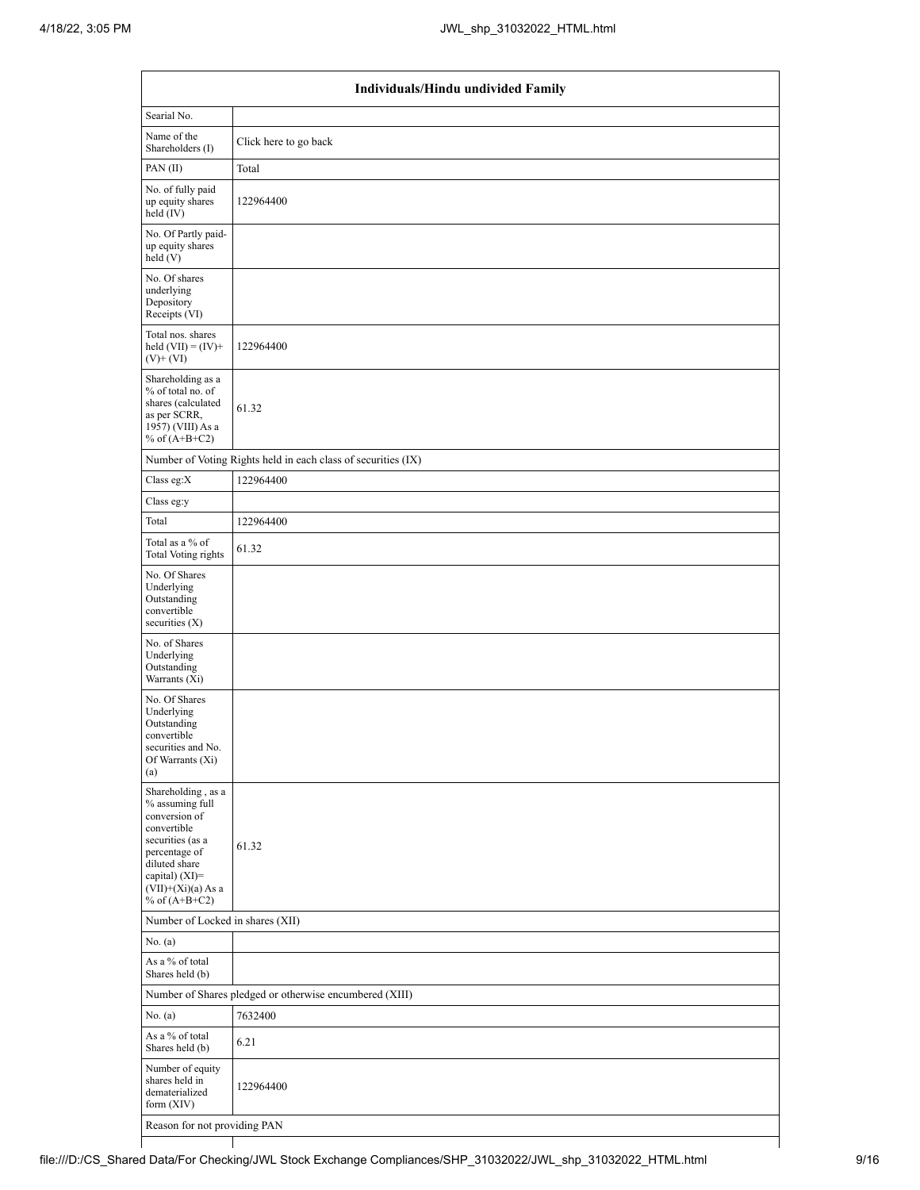| Individuals/Hindu undivided Family | |
|---|---|
| Searial No. | |
| Name of the Shareholders (I) | Click here to go back |
| PAN (II) | Total |
| No. of fully paid up equity shares held (IV) | 122964400 |
| No. Of Partly paid-up equity shares held (V) | |
| No. Of shares underlying Depository Receipts (VI) | |
| Total nos. shares held (VII) = (IV)+(V)+ (VI) | 122964400 |
| Shareholding as a % of total no. of shares (calculated as per SCRR, 1957) (VIII) As a % of (A+B+C2) | 61.32 |
| Number of Voting Rights held in each class of securities (IX) | |
| Class eg:X | 122964400 |
| Class eg:y | |
| Total | 122964400 |
| Total as a % of Total Voting rights | 61.32 |
| No. Of Shares Underlying Outstanding convertible securities (X) | |
| No. of Shares Underlying Outstanding Warrants (Xi) | |
| No. Of Shares Underlying Outstanding convertible securities and No. Of Warrants (Xi) (a) | |
| Shareholding , as a % assuming full conversion of convertible securities (as a percentage of diluted share capital) (XI)= (VII)+(Xi)(a) As a % of (A+B+C2) | 61.32 |
| Number of Locked in shares (XII) | |
| No. (a) | |
| As a % of total Shares held (b) | |
| Number of Shares pledged or otherwise encumbered (XIII) | |
| No. (a) | 7632400 |
| As a % of total Shares held (b) | 6.21 |
| Number of equity shares held in dematerialized form (XIV) | 122964400 |
| Reason for not providing PAN | |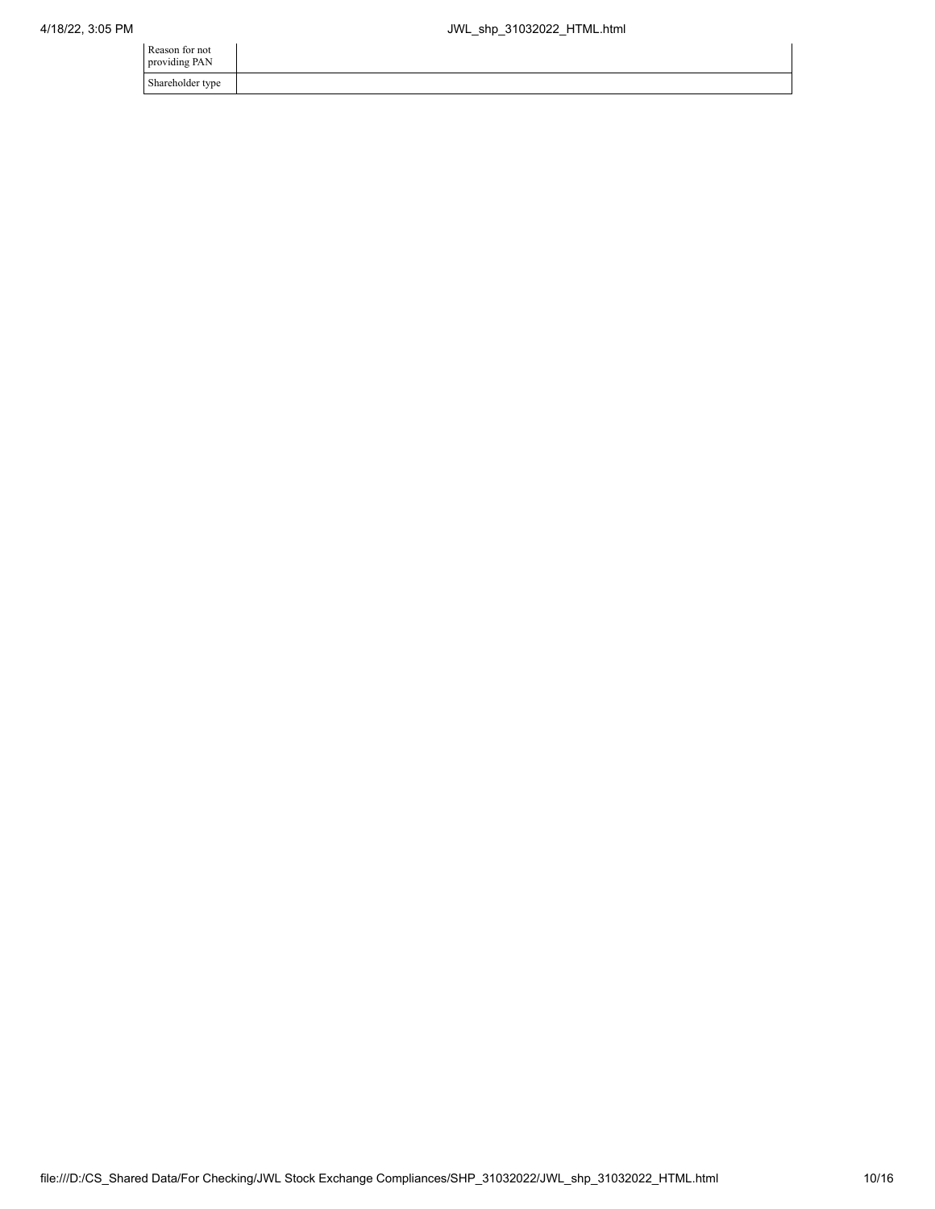| Reason for not providing PAN | |
|---|---|
| Shareholder type | |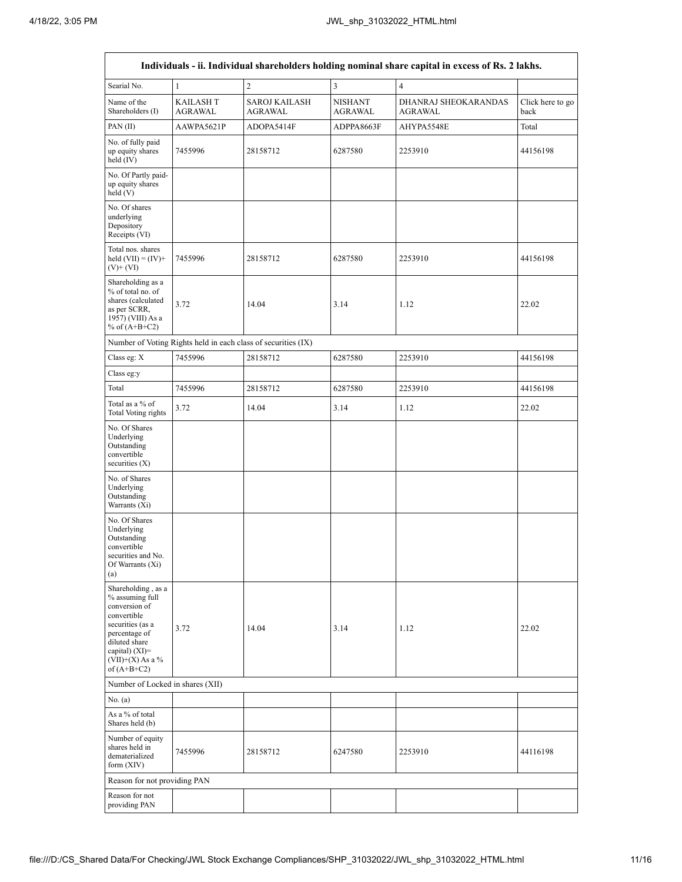| Individuals - ii. Individual shareholders holding nominal share capital in excess of Rs. 2 lakhs. | | | | | |
|---|---|---|---|---|---|
| Searial No. | 1 | 2 | 3 | 4 | |
| Name of the Shareholders (I) | KAILASH T AGRAWAL | SAROJ KAILASH AGRAWAL | NISHANT AGRAWAL | DHANRAJ SHEOKARANDAS AGRAWAL | Click here to go back |
| PAN (II) | AAWPA5621P | ADOPA5414F | ADPPA8663F | AHYPA5548E | Total |
| No. of fully paid up equity shares held (IV) | 7455996 | 28158712 | 6287580 | 2253910 | 44156198 |
| No. Of Partly paid-up equity shares held (V) | | | | | |
| No. Of shares underlying Depository Receipts (VI) | | | | | |
| Total nos. shares held (VII) = (IV)+(V)+ (VI) | 7455996 | 28158712 | 6287580 | 2253910 | 44156198 |
| Shareholding as a % of total no. of shares (calculated as per SCRR, 1957) (VIII) As a % of (A+B+C2) | 3.72 | 14.04 | 3.14 | 1.12 | 22.02 |
| Number of Voting Rights held in each class of securities (IX) | | | | | |
| Class eg: X | 7455996 | 28158712 | 6287580 | 2253910 | 44156198 |
| Class eg:y | | | | | |
| Total | 7455996 | 28158712 | 6287580 | 2253910 | 44156198 |
| Total as a % of Total Voting rights | 3.72 | 14.04 | 3.14 | 1.12 | 22.02 |
| No. Of Shares Underlying Outstanding convertible securities (X) | | | | | |
| No. of Shares Underlying Outstanding Warrants (Xi) | | | | | |
| No. Of Shares Underlying Outstanding convertible securities and No. Of Warrants (Xi) (a) | | | | | |
| Shareholding , as a % assuming full conversion of convertible securities (as a percentage of diluted share capital) (XI)= (VII)+(X) As a % of (A+B+C2) | 3.72 | 14.04 | 3.14 | 1.12 | 22.02 |
| Number of Locked in shares (XII) | | | | | |
| No. (a) | | | | | |
| As a % of total Shares held (b) | | | | | |
| Number of equity shares held in dematerialized form (XIV) | 7455996 | 28158712 | 6247580 | 2253910 | 44116198 |
| Reason for not providing PAN | | | | | |
| Reason for not providing PAN | | | | | |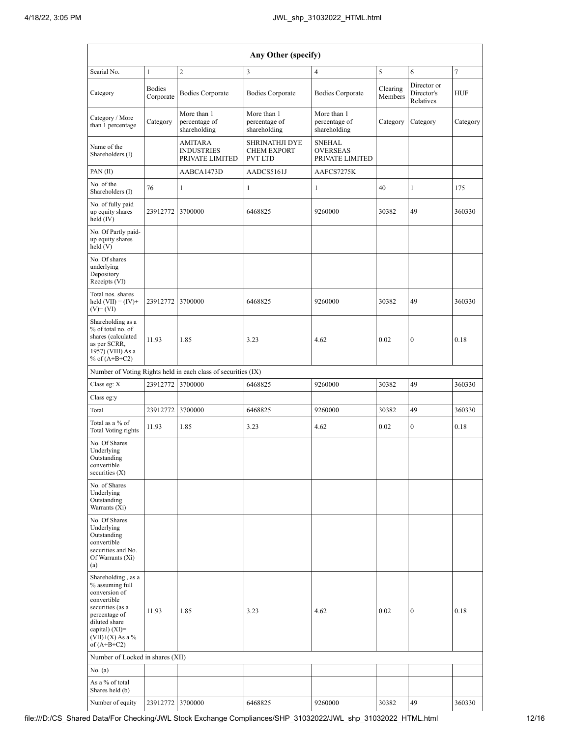| Any Other (specify) | | | | | | | |
|---|---|---|---|---|---|---|---|
| Searial No. | 1 | 2 | 3 | 4 | 5 | 6 | 7 |
| Category | Bodies Corporate | Bodies Corporate | Bodies Corporate | Bodies Corporate | Clearing Members | Director or Director's Relatives | HUF |
| Category / More than 1 percentage | Category | More than 1 percentage of shareholding | More than 1 percentage of shareholding | More than 1 percentage of shareholding | Category | Category | Category |
| Name of the Shareholders (I) | | AMITARA INDUSTRIES PRIVATE LIMITED | SHRINATHJI DYE CHEM EXPORT PVT LTD | SNEHAL OVERSEAS PRIVATE LIMITED | | | |
| PAN (II) | | AABCA1473D | AADCS5161J | AAFCS7275K | | | |
| No. of the Shareholders (I) | 76 | 1 | 1 | 1 | 40 | 1 | 175 |
| No. of fully paid up equity shares held (IV) | 23912772 | 3700000 | 6468825 | 9260000 | 30382 | 49 | 360330 |
| No. Of Partly paid-up equity shares held (V) | | | | | | | |
| No. Of shares underlying Depository Receipts (VI) | | | | | | | |
| Total nos. shares held (VII) = (IV)+ (V)+ (VI) | 23912772 | 3700000 | 6468825 | 9260000 | 30382 | 49 | 360330 |
| Shareholding as a % of total no. of shares (calculated as per SCRR, 1957) (VIII) As a % of (A+B+C2) | 11.93 | 1.85 | 3.23 | 4.62 | 0.02 | 0 | 0.18 |
| Number of Voting Rights held in each class of securities (IX) | | | | | | | |
| Class eg: X | 23912772 | 3700000 | 6468825 | 9260000 | 30382 | 49 | 360330 |
| Class eg:y | | | | | | | |
| Total | 23912772 | 3700000 | 6468825 | 9260000 | 30382 | 49 | 360330 |
| Total as a % of Total Voting rights | 11.93 | 1.85 | 3.23 | 4.62 | 0.02 | 0 | 0.18 |
| No. Of Shares Underlying Outstanding convertible securities (X) | | | | | | | |
| No. of Shares Underlying Outstanding Warrants (Xi) | | | | | | | |
| No. Of Shares Underlying Outstanding convertible securities and No. Of Warrants (Xi) (a) | | | | | | | |
| Shareholding , as a % assuming full conversion of convertible securities (as a percentage of diluted share capital) (XI)= (VII)+(X) As a % of (A+B+C2) | 11.93 | 1.85 | 3.23 | 4.62 | 0.02 | 0 | 0.18 |
| Number of Locked in shares (XII) | | | | | | | |
| No. (a) | | | | | | | |
| As a % of total Shares held (b) | | | | | | | |
| Number of equity | 23912772 | 3700000 | 6468825 | 9260000 | 30382 | 49 | 360330 |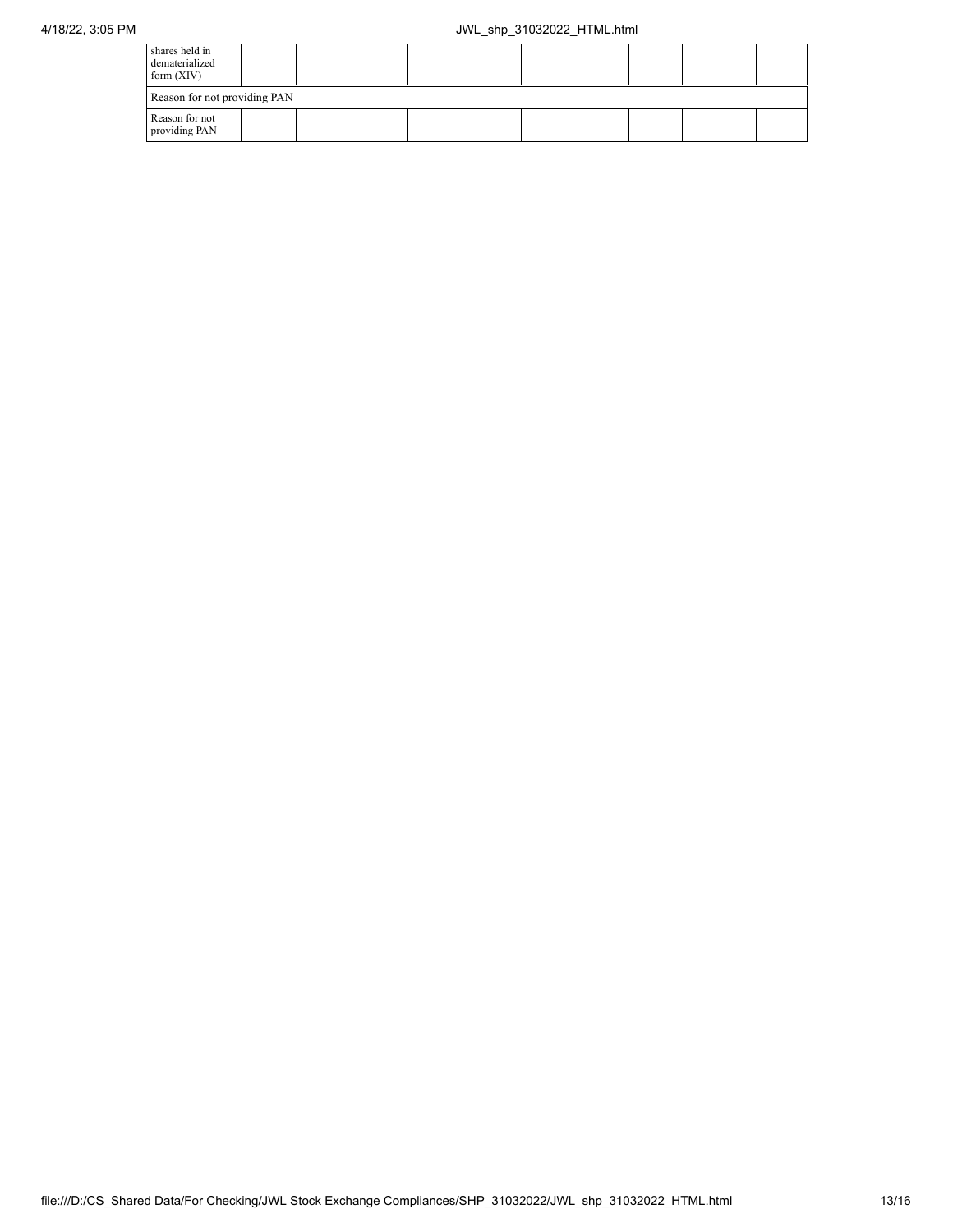| Number of equity shares held in dematerialized form (XIV) | | | | | | | |
|---|---|---|---|---|---|---|---|
| Reason for not providing PAN | | | | | | | |
| Reason for not providing PAN | | | | | | | |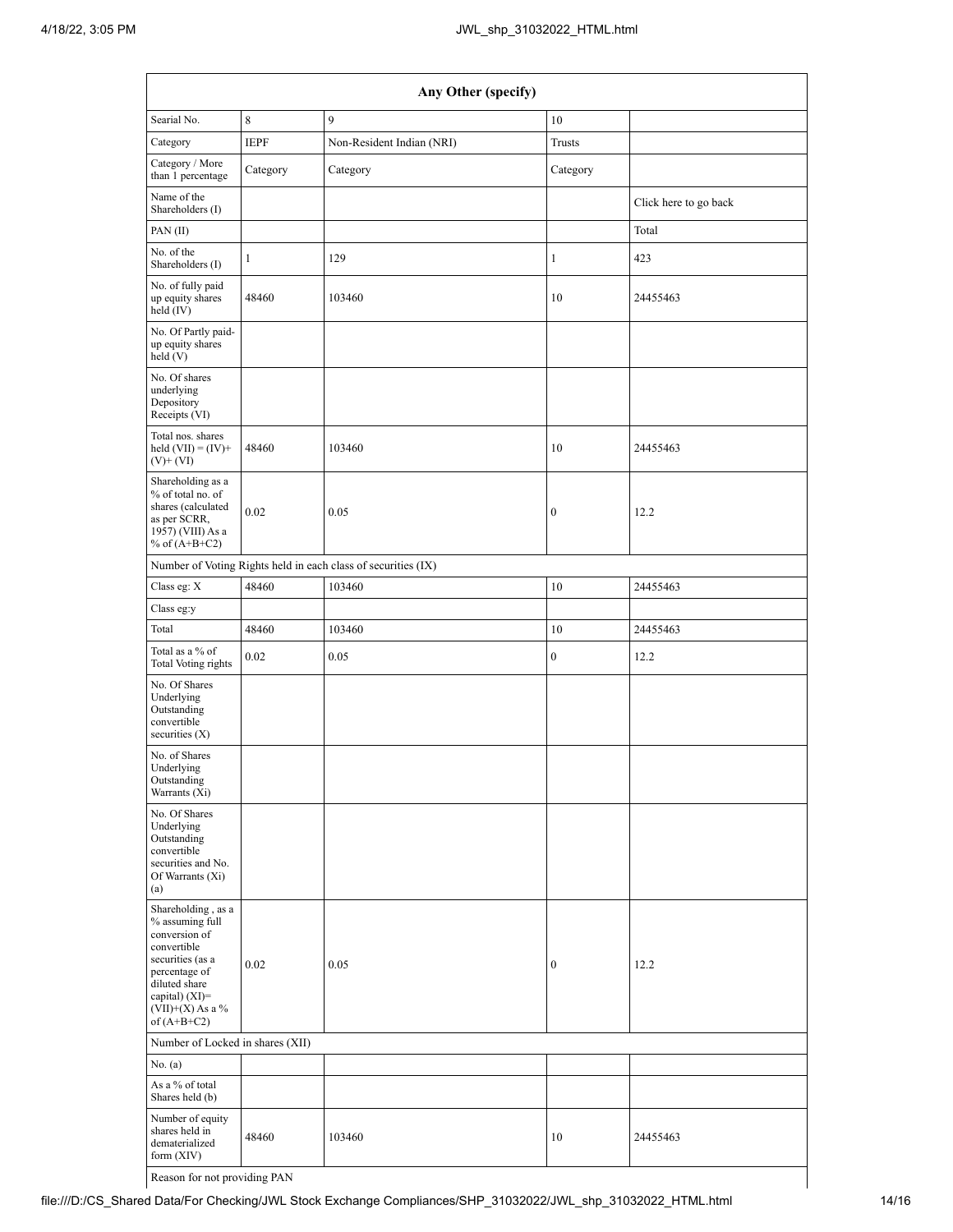| Any Other (specify) | | | | |
|---|---|---|---|---|
| Searial No. | 8 | 9 | 10 | |
| Category | IEPF | Non-Resident Indian (NRI) | Trusts | |
| Category / More than 1 percentage | Category | Category | Category | |
| Name of the Shareholders (I) | | | | Click here to go back |
| PAN (II) | | | | Total |
| No. of the Shareholders (I) | 1 | 129 | 1 | 423 |
| No. of fully paid up equity shares held (IV) | 48460 | 103460 | 10 | 24455463 |
| No. Of Partly paid-up equity shares held (V) | | | | |
| No. Of shares underlying Depository Receipts (VI) | | | | |
| Total nos. shares held (VII) = (IV)+ (V)+ (VI) | 48460 | 103460 | 10 | 24455463 |
| Shareholding as a % of total no. of shares (calculated as per SCRR, 1957) (VIII) As a % of (A+B+C2) | 0.02 | 0.05 | 0 | 12.2 |
| Number of Voting Rights held in each class of securities (IX) | | | | |
| Class eg: X | 48460 | 103460 | 10 | 24455463 |
| Class eg:y | | | | |
| Total | 48460 | 103460 | 10 | 24455463 |
| Total as a % of Total Voting rights | 0.02 | 0.05 | 0 | 12.2 |
| No. Of Shares Underlying Outstanding convertible securities (X) | | | | |
| No. of Shares Underlying Outstanding Warrants (Xi) | | | | |
| No. Of Shares Underlying Outstanding convertible securities and No. Of Warrants (Xi) (a) | | | | |
| Shareholding , as a % assuming full conversion of convertible securities (as a percentage of diluted share capital) (XI)= (VII)+(X) As a % of (A+B+C2) | 0.02 | 0.05 | 0 | 12.2 |
| Number of Locked in shares (XII) | | | | |
| No. (a) | | | | |
| As a % of total Shares held (b) | | | | |
| Number of equity shares held in dematerialized form (XIV) | 48460 | 103460 | 10 | 24455463 |
| Reason for not providing PAN | | | | |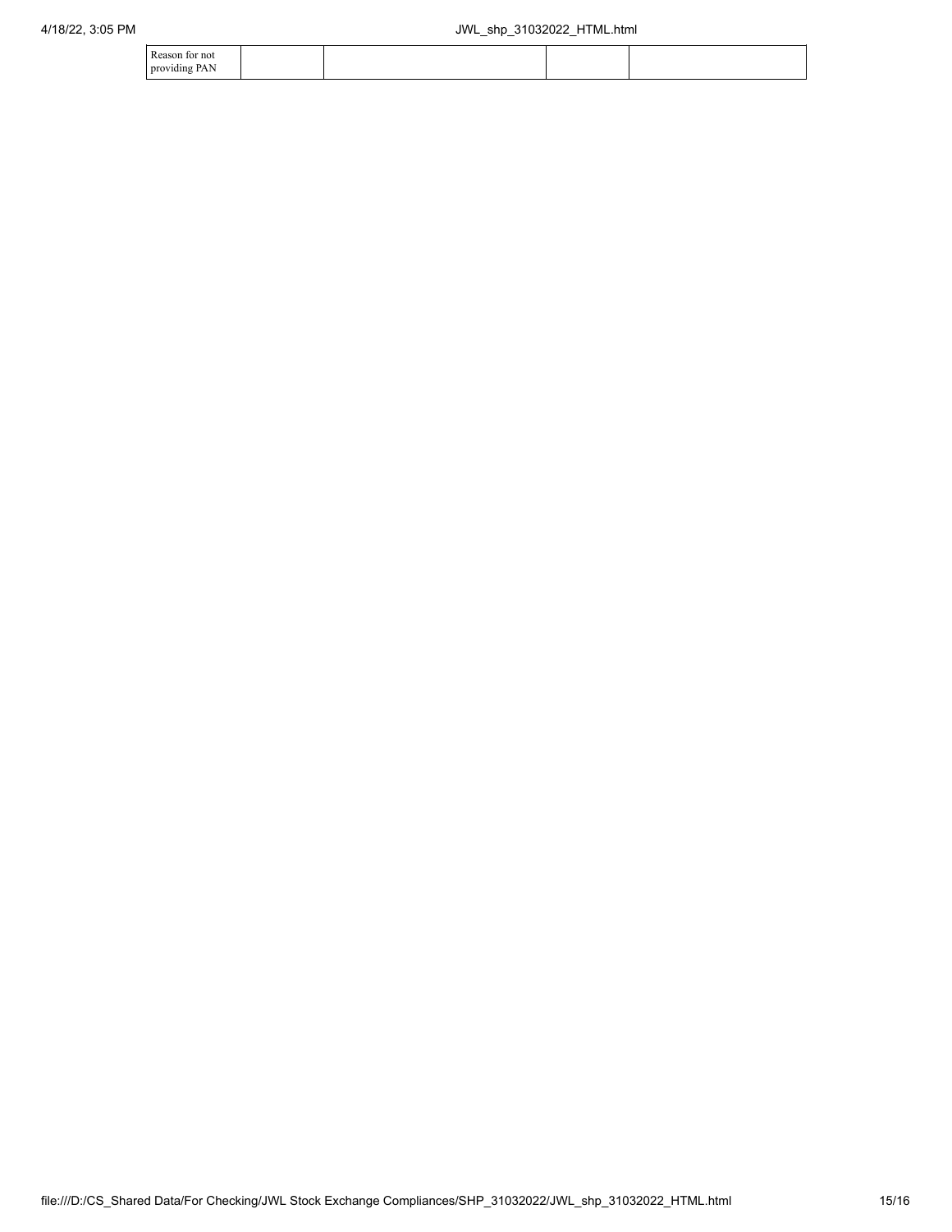| Reason for not providing PAN | | | | |
|---|---|---|---|---|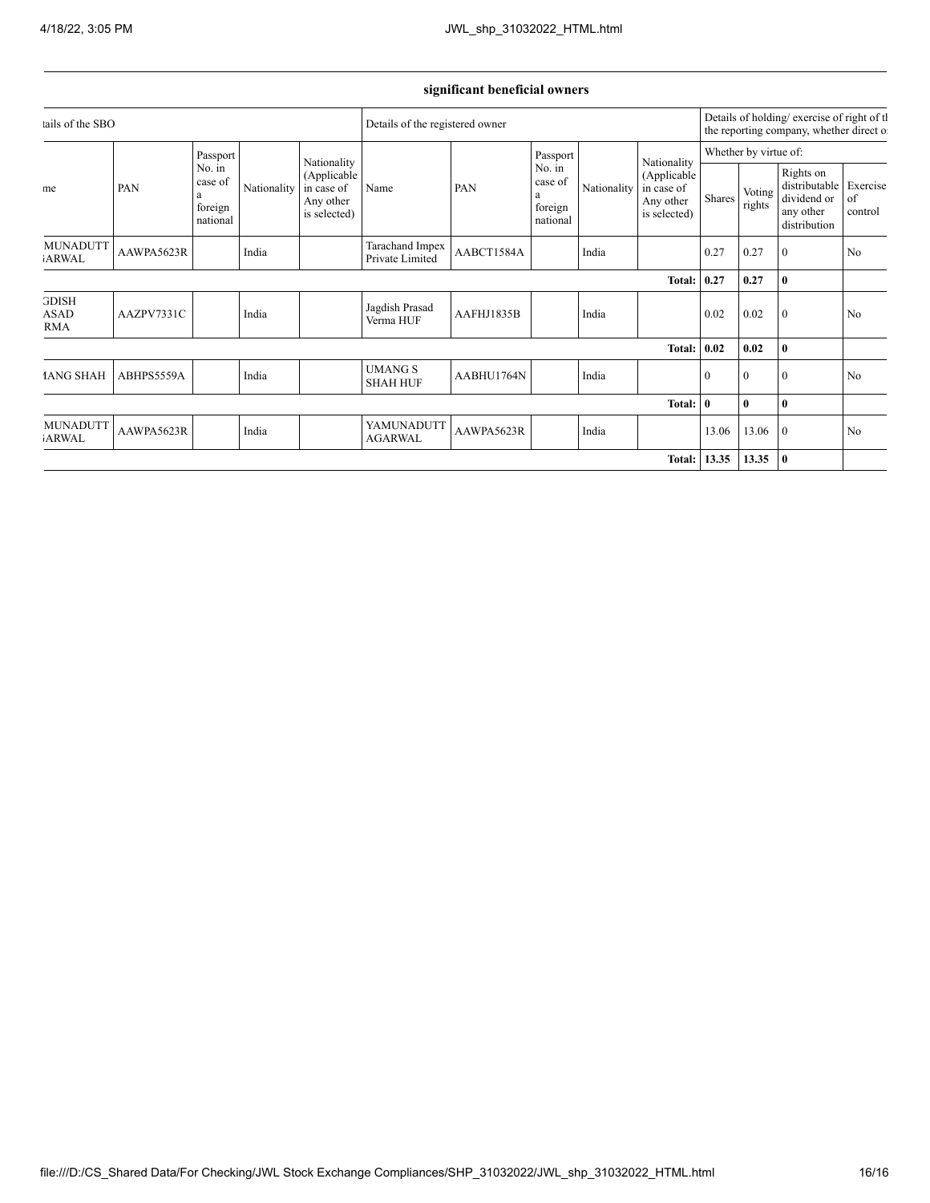## significant beneficial owners

| tails of the SBO | | | | | Details of the registered owner | | | | | Details of holding/ exercise of right of tl the reporting company, whether direct o | | | |
|---|---|---|---|---|---|---|---|---|---|---|---|---|---|
| | | | | | | | | | | Whether by virtue of: | | | |
| me | PAN | Passport No. in case of a foreign national | Nationality | Nationality (Applicable in case of Any other is selected) | Name | PAN | Passport No. in case of a foreign national | Nationality | Nationality (Applicable in case of Any other is selected) | Shares | Voting rights | Rights on distributable dividend or any other distribution | Exercise of control |
| MUNADUTT ;ARWAL | AAWPA5623R | | India | | Tarachand Impex Private Limited | AABCT1584A | | India | | 0.27 | 0.27 | 0 | No |
| | | | | | | | | | **Total:** | **0.27** | **0.27** | **0** | |
| GDISH ASAD RMA | AAZPV7331C | | India | | Jagdish Prasad Verma HUF | AAFHJ1835B | | India | | 0.02 | 0.02 | 0 | No |
| | | | | | | | | | **Total:** | **0.02** | **0.02** | **0** | |
| IANG SHAH | ABHPS5559A | | India | | UMANG S SHAH HUF | AABHU1764N | | India | | 0 | 0 | 0 | No |
| | | | | | | | | | **Total:** | **0** | **0** | **0** | |
| MUNADUTT ;ARWAL | AAWPA5623R | | India | | YAMUNADUTT AGARWAL | AAWPA5623R | | India | | 13.06 | 13.06 | 0 | No |
| | | | | | | | | | **Total:** | **13.35** | **13.35** | **0** | |